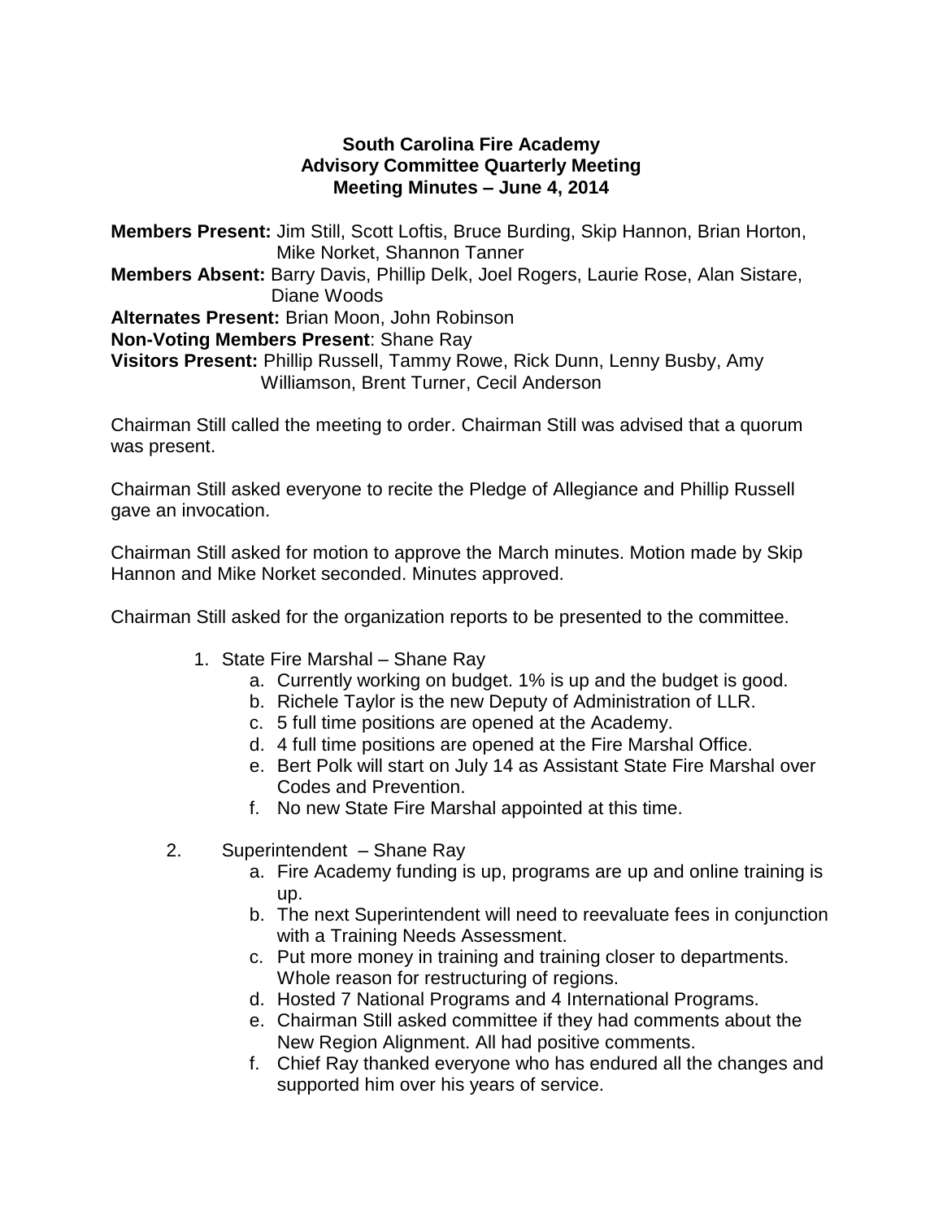**South Carolina Fire Academy**
**Advisory Committee Quarterly Meeting**
**Meeting Minutes – June 4, 2014**

**Members Present:** Jim Still, Scott Loftis, Bruce Burding, Skip Hannon, Brian Horton, Mike Norket, Shannon Tanner
**Members Absent:** Barry Davis, Phillip Delk, Joel Rogers, Laurie Rose, Alan Sistare, Diane Woods
**Alternates Present:** Brian Moon, John Robinson
**Non-Voting Members Present**: Shane Ray
**Visitors Present:** Phillip Russell, Tammy Rowe, Rick Dunn, Lenny Busby, Amy Williamson, Brent Turner, Cecil Anderson

Chairman Still called the meeting to order. Chairman Still was advised that a quorum was present.

Chairman Still asked everyone to recite the Pledge of Allegiance and Phillip Russell gave an invocation.

Chairman Still asked for motion to approve the March minutes. Motion made by Skip Hannon and Mike Norket seconded. Minutes approved.

Chairman Still asked for the organization reports to be presented to the committee.

1. State Fire Marshal – Shane Ray
   a. Currently working on budget. 1% is up and the budget is good.
   b. Richele Taylor is the new Deputy of Administration of LLR.
   c. 5 full time positions are opened at the Academy.
   d. 4 full time positions are opened at the Fire Marshal Office.
   e. Bert Polk will start on July 14 as Assistant State Fire Marshal over Codes and Prevention.
   f. No new State Fire Marshal appointed at this time.

2. Superintendent – Shane Ray
   a. Fire Academy funding is up, programs are up and online training is up.
   b. The next Superintendent will need to reevaluate fees in conjunction with a Training Needs Assessment.
   c. Put more money in training and training closer to departments. Whole reason for restructuring of regions.
   d. Hosted 7 National Programs and 4 International Programs.
   e. Chairman Still asked committee if they had comments about the New Region Alignment. All had positive comments.
   f. Chief Ray thanked everyone who has endured all the changes and supported him over his years of service.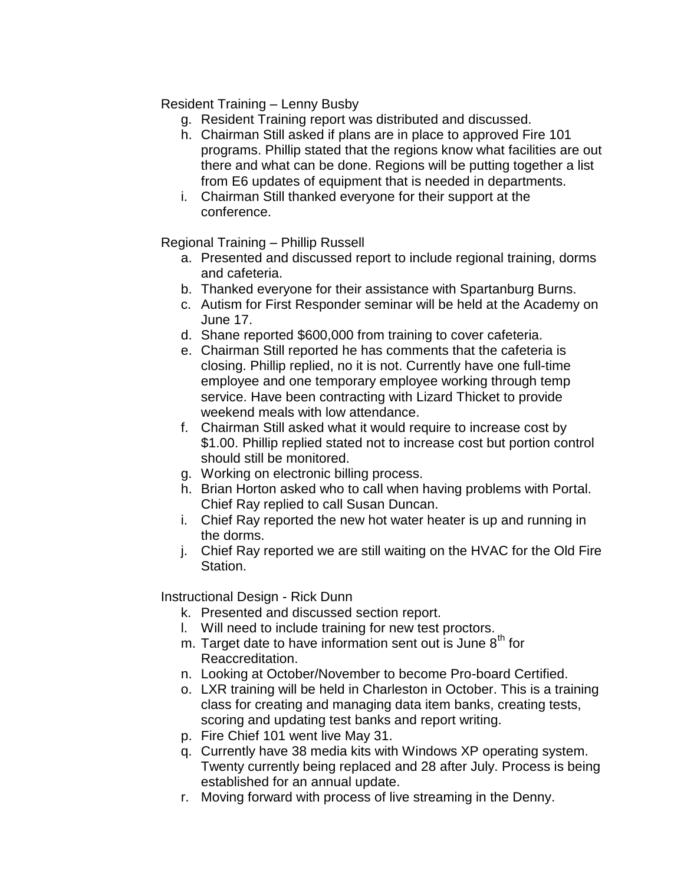Resident Training – Lenny Busby

g. Resident Training report was distributed and discussed.
h. Chairman Still asked if plans are in place to approved Fire 101 programs. Phillip stated that the regions know what facilities are out there and what can be done. Regions will be putting together a list from E6 updates of equipment that is needed in departments.
i. Chairman Still thanked everyone for their support at the conference.

Regional Training – Phillip Russell

a. Presented and discussed report to include regional training, dorms and cafeteria.
b. Thanked everyone for their assistance with Spartanburg Burns.
c. Autism for First Responder seminar will be held at the Academy on June 17.
d. Shane reported $600,000 from training to cover cafeteria.
e. Chairman Still reported he has comments that the cafeteria is closing. Phillip replied, no it is not. Currently have one full-time employee and one temporary employee working through temp service. Have been contracting with Lizard Thicket to provide weekend meals with low attendance.
f. Chairman Still asked what it would require to increase cost by $1.00. Phillip replied stated not to increase cost but portion control should still be monitored.
g. Working on electronic billing process.
h. Brian Horton asked who to call when having problems with Portal. Chief Ray replied to call Susan Duncan.
i. Chief Ray reported the new hot water heater is up and running in the dorms.
j. Chief Ray reported we are still waiting on the HVAC for the Old Fire Station.

Instructional Design - Rick Dunn

k. Presented and discussed section report.
l. Will need to include training for new test proctors.
m. Target date to have information sent out is June 8th for Reaccreditation.
n. Looking at October/November to become Pro-board Certified.
o. LXR training will be held in Charleston in October. This is a training class for creating and managing data item banks, creating tests, scoring and updating test banks and report writing.
p. Fire Chief 101 went live May 31.
q. Currently have 38 media kits with Windows XP operating system. Twenty currently being replaced and 28 after July. Process is being established for an annual update.
r. Moving forward with process of live streaming in the Denny.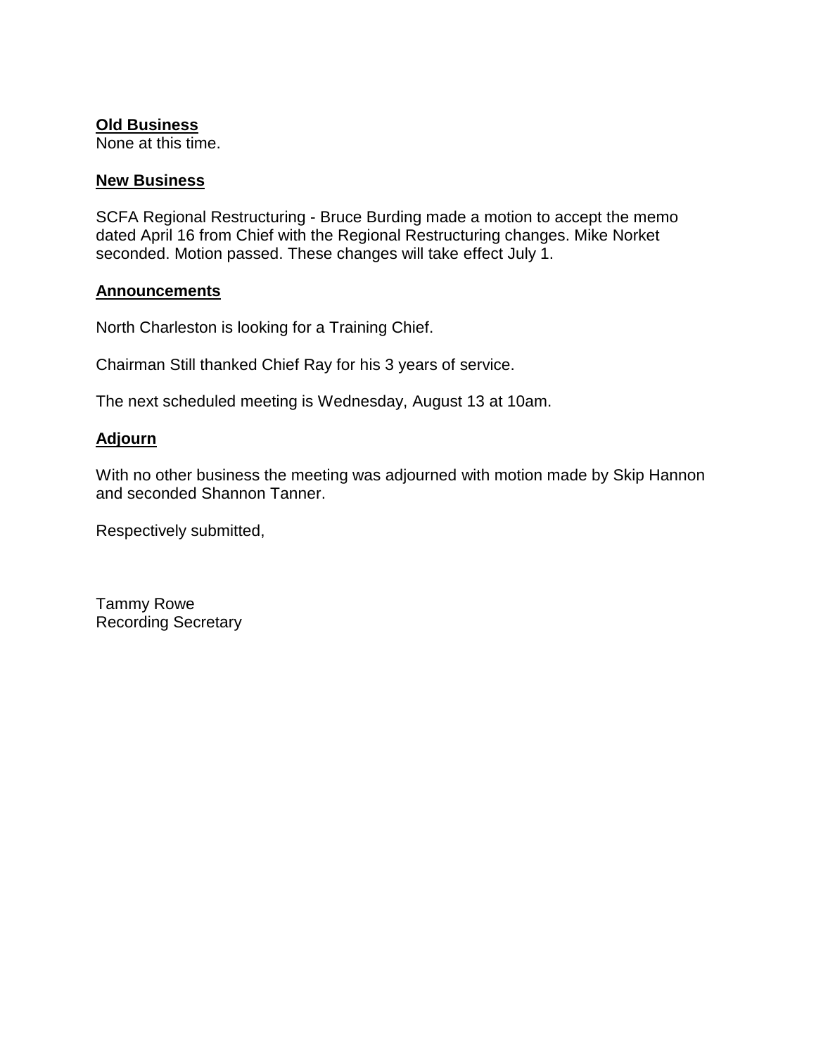**Old Business**
None at this time.

**New Business**

SCFA Regional Restructuring - Bruce Burding made a motion to accept the memo dated April 16 from Chief with the Regional Restructuring changes. Mike Norket seconded. Motion passed. These changes will take effect July 1.

**Announcements**

North Charleston is looking for a Training Chief.

Chairman Still thanked Chief Ray for his 3 years of service.

The next scheduled meeting is Wednesday, August 13 at 10am.

**Adjourn**

With no other business the meeting was adjourned with motion made by Skip Hannon and seconded Shannon Tanner.

Respectively submitted,

Tammy Rowe
Recording Secretary